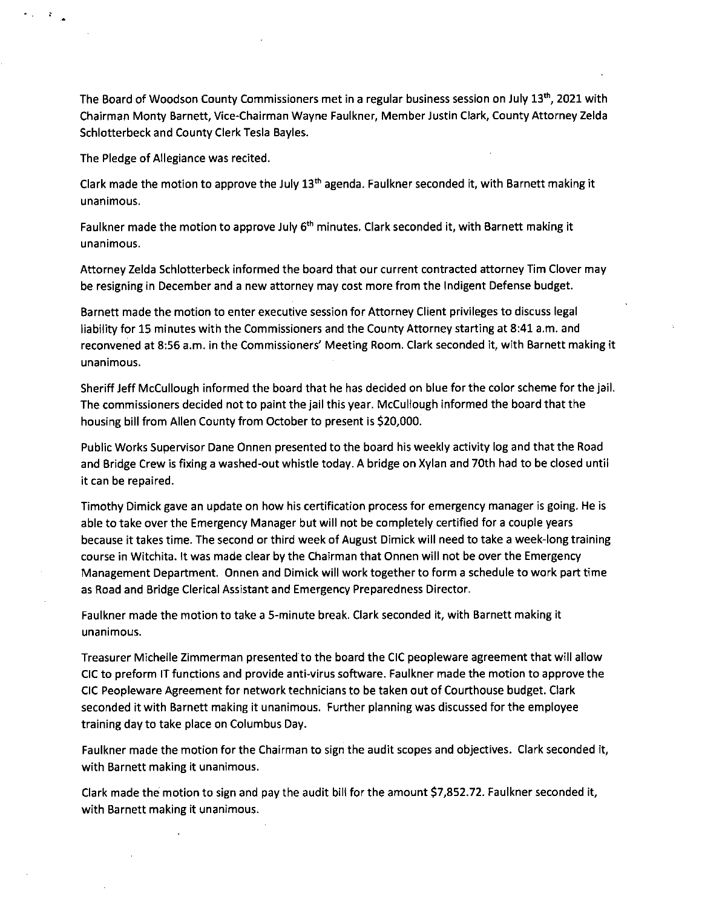The Board of Woodson County Commissioners met in a regular business session on July 13th, 2021 with Chairman Monty Barnett, Vice-Chairman Wayne Faulkner, Member Justin Clark, County Attorney Zelda Schlotterbeck and County Clerk Tesla Bayles.

The Pledge of Allegiance was recited.

Clark made the motion to approve the July 13th agenda. Faulkner seconded it, with Barnett making it unanimous.

Faulkner made the motion to approve July 6th minutes. Clark seconded it, with Barnett making it unanimous.

Attorney Zelda Schlotterbeck informed the board that our current contracted attorney Tim Clover may be resigning in December and a new attorney may cost more from the Indigent Defense budget.

Barnett made the motion to enter executive session for Attorney Client privileges to discuss legal liability for 15 minutes with the Commissioners and the County Attorney starting at 8:41 a.m. and reconvened at 8:56 a.m. in the Commissioners' Meeting Room. Clark seconded it, with Barnett making it unanimous.

Sheriff Jeff McCullough informed the board that he has decided on blue for the color scheme for the jail. The commissioners decided not to paint the jail this year. McCullough informed the board that the housing bill from Allen County from October to present is $20,000.

Public Works Supervisor Dane Onnen presented to the board his weekly activity log and that the Road and Bridge Crew is fixing a washed-out whistle today. A bridge on Xylan and 70th had to be closed until it can be repaired.

Timothy Dimick gave an update on how his certification process for emergency manager is going. He is able to take over the Emergency Manager but will not be completely certified for a couple years because it takes time. The second or third week of August Dimick will need to take a week-long training course in Witchita. It was made clear by the Chairman that Onnen will not be over the Emergency Management Department. Onnen and Dimick will work together to form a schedule to work part time as Road and Bridge Clerical Assistant and Emergency Preparedness Director.

Faulkner made the motion to take a 5-minute break. Clark seconded it, with Barnett making it unanimous.

Treasurer Michelle Zimmerman presented to the board the CIC peopleware agreement that will allow CIC to preform IT functions and provide anti-virus software. Faulkner made the motion to approve the CIC Peopleware Agreement for network technicians to be taken out of Courthouse budget. Clark seconded it with Barnett making it unanimous. Further planning was discussed for the employee training day to take place on Columbus Day.

Faulkner made the motion for the Chairman to sign the audit scopes and objectives. Clark seconded it, with Barnett making it unanimous.

Clark made the motion to sign and pay the audit bill for the amount $7,852.72. Faulkner seconded it, with Barnett making it unanimous.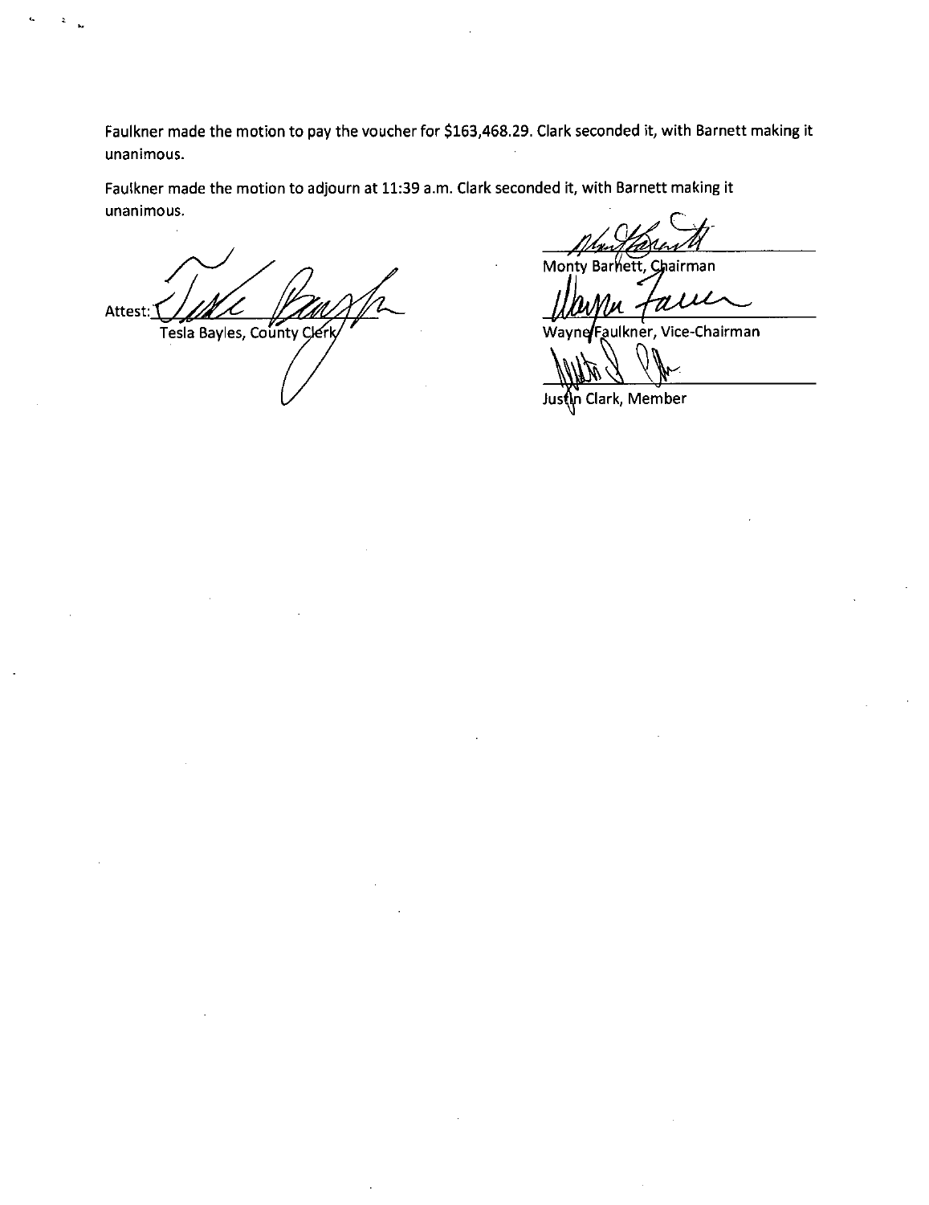Faulkner made the motion to pay the voucher for $163,468.29. Clark seconded it, with Barnett making it unanimous.

Faulkner made the motion to adjourn at 11:39 a.m. Clark seconded it, with Barnett making it unanimous.

Attest: ______________________
Tesla Bayles, County Clerk

______________________
Monty Barnett, Chairman

______________________
Wayne Faulkner, Vice-Chairman

______________________
Justin Clark, Member